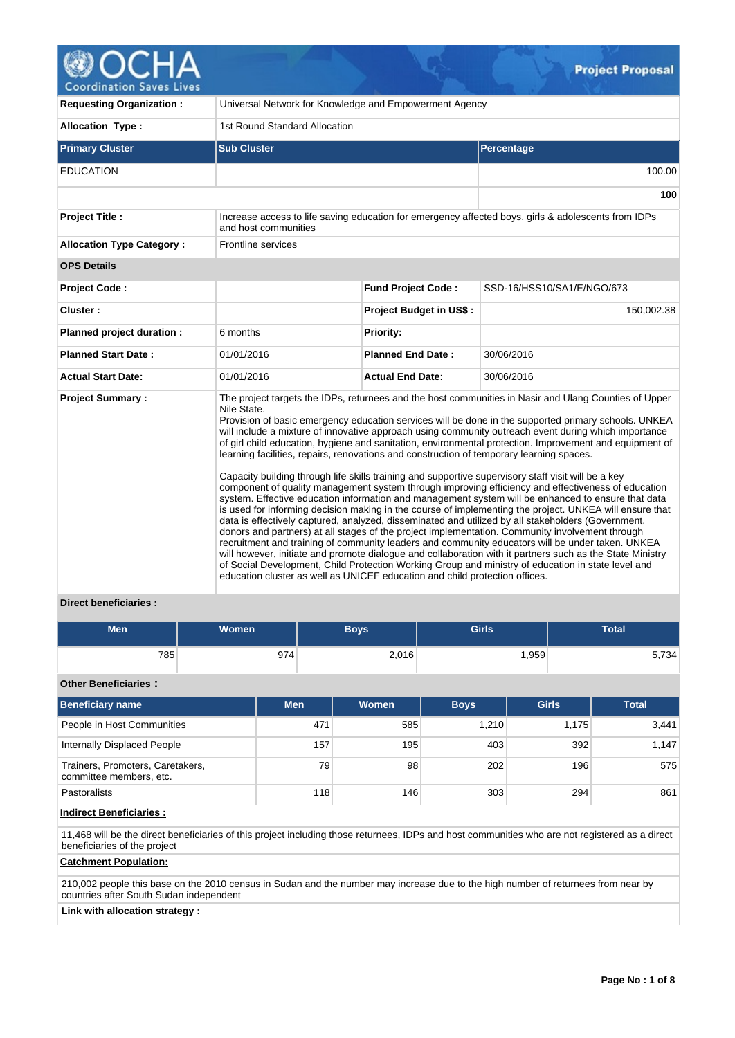# Project Proposal

| | |
|---|---|
| **Requesting Organization :** | Universal Network for Knowledge and Empowerment Agency |
| **Allocation Type :** | 1st Round Standard Allocation |

| **Primary Cluster** | **Sub Cluster** | **Percentage** |
|---|---|---|
| EDUCATION | | 100.00 |
| | | **100** |

| | |
|---|---|
| **Project Title :** | Increase access to life saving education for emergency affected boys, girls & adolescents from IDPs and host communities |
| **Allocation Type Category :** | Frontline services |

**OPS Details**

| | | | |
|---|---|---|---|
| **Project Code :** | | **Fund Project Code :** | SSD-16/HSS10/SA1/E/NGO/673 |
| **Cluster :** | | **Project Budget in US$ :** | 150,002.38 |
| **Planned project duration :** | 6 months | **Priority:** | |
| **Planned Start Date :** | 01/01/2016 | **Planned End Date :** | 30/06/2016 |
| **Actual Start Date:** | 01/01/2016 | **Actual End Date:** | 30/06/2016 |

**Project Summary :**

The project targets the IDPs, returnees and the host communities in Nasir and Ulang Counties of Upper Nile State.
Provision of basic emergency education services will be done in the supported primary schools. UNKEA will include a mixture of innovative approach using community outreach event during which importance of girl child education, hygiene and sanitation, environmental protection. Improvement and equipment of learning facilities, repairs, renovations and construction of temporary learning spaces.

Capacity building through life skills training and supportive supervisory staff visit will be a key component of quality management system through improving efficiency and effectiveness of education system. Effective education information and management system will be enhanced to ensure that data is used for informing decision making in the course of implementing the project. UNKEA will ensure that data is effectively captured, analyzed, disseminated and utilized by all stakeholders (Government, donors and partners) at all stages of the project implementation. Community involvement through recruitment and training of community leaders and community educators will be under taken. UNKEA will however, initiate and promote dialogue and collaboration with it partners such as the State Ministry of Social Development, Child Protection Working Group and ministry of education in state level and education cluster as well as UNICEF education and child protection offices.

**Direct beneficiaries :**

| Men | Women | Boys | Girls | Total |
|---|---|---|---|---|
| 785 | 974 | 2,016 | 1,959 | 5,734 |

**Other Beneficiaries :**

| Beneficiary name | Men | Women | Boys | Girls | Total |
|---|---|---|---|---|---|
| People in Host Communities | 471 | 585 | 1,210 | 1,175 | 3,441 |
| Internally Displaced People | 157 | 195 | 403 | 392 | 1,147 |
| Trainers, Promoters, Caretakers, committee members, etc. | 79 | 98 | 202 | 196 | 575 |
| Pastoralists | 118 | 146 | 303 | 294 | 861 |

**Indirect Beneficiaries :**

11,468 will be the direct beneficiaries of this project including those returnees, IDPs and host communities who are not registered as a direct beneficiaries of the project

**Catchment Population:**

210,002 people this base on the 2010 census in Sudan and the number may increase due to the high number of returnees from near by countries after South Sudan independent

**Link with allocation strategy :**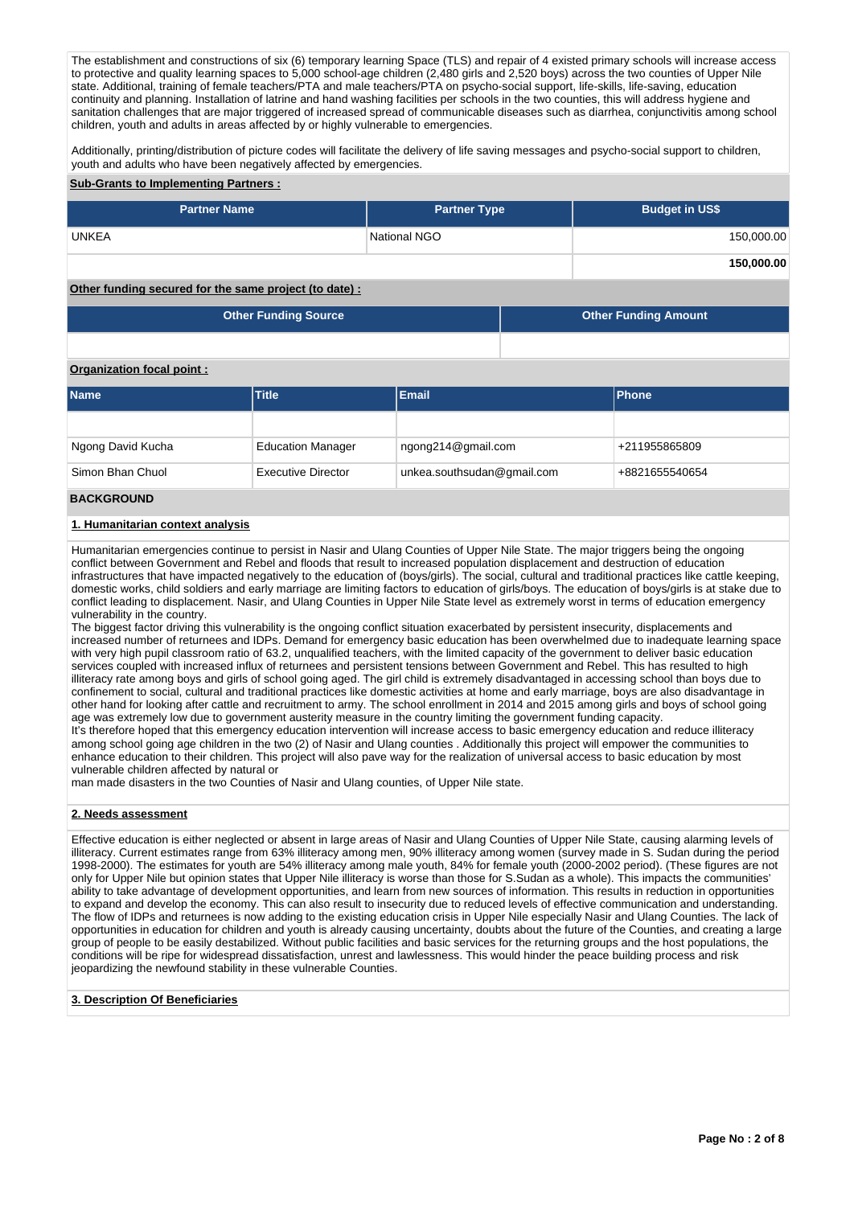The establishment and constructions of six (6) temporary learning Space (TLS) and repair of 4 existed primary schools will increase access to protective and quality learning spaces to 5,000 school-age children (2,480 girls and 2,520 boys) across the two counties of Upper Nile state. Additional, training of female teachers/PTA and male teachers/PTA on psycho-social support, life-skills, life-saving, education continuity and planning. Installation of latrine and hand washing facilities per schools in the two counties, this will address hygiene and sanitation challenges that are major triggered of increased spread of communicable diseases such as diarrhea, conjunctivitis among school children, youth and adults in areas affected by or highly vulnerable to emergencies.

Additionally, printing/distribution of picture codes will facilitate the delivery of life saving messages and psycho-social support to children, youth and adults who have been negatively affected by emergencies.

**Sub-Grants to Implementing Partners :**

| Partner Name | Partner Type | Budget in US$ |
|---|---|---|
| UNKEA | National NGO | 150,000.00 |
| | | **150,000.00** |

**Other funding secured for the same project (to date) :**

| Other Funding Source | Other Funding Amount |
|---|---|
| | |

**Organization focal point :**

| Name | Title | Email | Phone |
|---|---|---|---|
| | | | |
| Ngong David Kucha | Education Manager | ngong214@gmail.com | +211955865809 |
| Simon Bhan Chuol | Executive Director | unkea.southsudan@gmail.com | +8821655540654 |

## BACKGROUND

### 1. Humanitarian context analysis

Humanitarian emergencies continue to persist in Nasir and Ulang Counties of Upper Nile State. The major triggers being the ongoing conflict between Government and Rebel and floods that result to increased population displacement and destruction of education infrastructures that have impacted negatively to the education of (boys/girls). The social, cultural and traditional practices like cattle keeping, domestic works, child soldiers and early marriage are limiting factors to education of girls/boys. The education of boys/girls is at stake due to conflict leading to displacement. Nasir, and Ulang Counties in Upper Nile State level as extremely worst in terms of education emergency vulnerability in the country.
The biggest factor driving this vulnerability is the ongoing conflict situation exacerbated by persistent insecurity, displacements and increased number of returnees and IDPs. Demand for emergency basic education has been overwhelmed due to inadequate learning space with very high pupil classroom ratio of 63.2, unqualified teachers, with the limited capacity of the government to deliver basic education services coupled with increased influx of returnees and persistent tensions between Government and Rebel. This has resulted to high illiteracy rate among boys and girls of school going aged. The girl child is extremely disadvantaged in accessing school than boys due to confinement to social, cultural and traditional practices like domestic activities at home and early marriage, boys are also disadvantage in other hand for looking after cattle and recruitment to army. The school enrollment in 2014 and 2015 among girls and boys of school going age was extremely low due to government austerity measure in the country limiting the government funding capacity.
It's therefore hoped that this emergency education intervention will increase access to basic emergency education and reduce illiteracy among school going age children in the two (2) of Nasir and Ulang counties . Additionally this project will empower the communities to enhance education to their children. This project will also pave way for the realization of universal access to basic education by most vulnerable children affected by natural or
man made disasters in the two Counties of Nasir and Ulang counties, of Upper Nile state.

### 2. Needs assessment

Effective education is either neglected or absent in large areas of Nasir and Ulang Counties of Upper Nile State, causing alarming levels of illiteracy. Current estimates range from 63% illiteracy among men, 90% illiteracy among women (survey made in S. Sudan during the period 1998-2000). The estimates for youth are 54% illiteracy among male youth, 84% for female youth (2000-2002 period). (These figures are not only for Upper Nile but opinion states that Upper Nile illiteracy is worse than those for S.Sudan as a whole). This impacts the communities' ability to take advantage of development opportunities, and learn from new sources of information. This results in reduction in opportunities to expand and develop the economy. This can also result to insecurity due to reduced levels of effective communication and understanding. The flow of IDPs and returnees is now adding to the existing education crisis in Upper Nile especially Nasir and Ulang Counties. The lack of opportunities in education for children and youth is already causing uncertainty, doubts about the future of the Counties, and creating a large group of people to be easily destabilized. Without public facilities and basic services for the returning groups and the host populations, the conditions will be ripe for widespread dissatisfaction, unrest and lawlessness. This would hinder the peace building process and risk jeopardizing the newfound stability in these vulnerable Counties.

### 3. Description Of Beneficiaries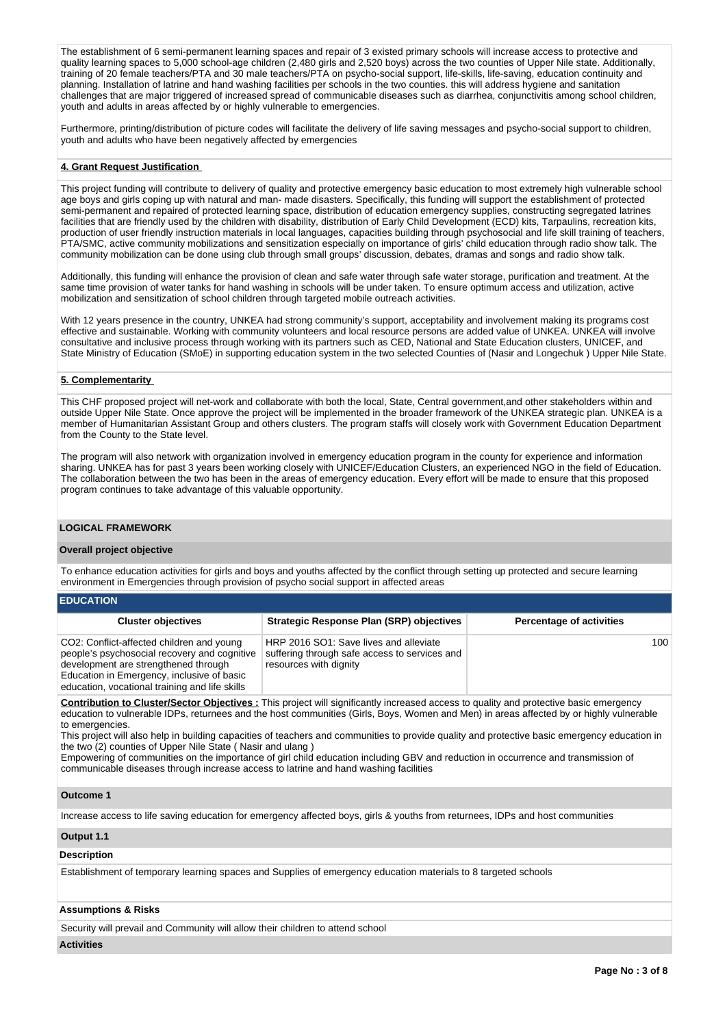The establishment of 6 semi-permanent learning spaces and repair of 3 existed primary schools will increase access to protective and quality learning spaces to 5,000 school-age children (2,480 girls and 2,520 boys) across the two counties of Upper Nile state. Additionally, training of 20 female teachers/PTA and 30 male teachers/PTA on psycho-social support, life-skills, life-saving, education continuity and planning. Installation of latrine and hand washing facilities per schools in the two counties. this will address hygiene and sanitation challenges that are major triggered of increased spread of communicable diseases such as diarrhea, conjunctivitis among school children, youth and adults in areas affected by or highly vulnerable to emergencies.

Furthermore, printing/distribution of picture codes will facilitate the delivery of life saving messages and psycho-social support to children, youth and adults who have been negatively affected by emergencies

**4. Grant Request Justification**

This project funding will contribute to delivery of quality and protective emergency basic education to most extremely high vulnerable school age boys and girls coping up with natural and man- made disasters. Specifically, this funding will support the establishment of protected semi-permanent and repaired of protected learning space, distribution of education emergency supplies, constructing segregated latrines facilities that are friendly used by the children with disability, distribution of Early Child Development (ECD) kits, Tarpaulins, recreation kits, production of user friendly instruction materials in local languages, capacities building through psychosocial and life skill training of teachers, PTA/SMC, active community mobilizations and sensitization especially on importance of girls' child education through radio show talk. The community mobilization can be done using club through small groups' discussion, debates, dramas and songs and radio show talk.

Additionally, this funding will enhance the provision of clean and safe water through safe water storage, purification and treatment. At the same time provision of water tanks for hand washing in schools will be under taken. To ensure optimum access and utilization, active mobilization and sensitization of school children through targeted mobile outreach activities.

With 12 years presence in the country, UNKEA had strong community's support, acceptability and involvement making its programs cost effective and sustainable. Working with community volunteers and local resource persons are added value of UNKEA. UNKEA will involve consultative and inclusive process through working with its partners such as CED, National and State Education clusters, UNICEF, and State Ministry of Education (SMoE) in supporting education system in the two selected Counties of (Nasir and Longechuk ) Upper Nile State.

**5. Complementarity**

This CHF proposed project will net-work and collaborate with both the local, State, Central government,and other stakeholders within and outside Upper Nile State. Once approve the project will be implemented in the broader framework of the UNKEA strategic plan. UNKEA is a member of Humanitarian Assistant Group and others clusters. The program staffs will closely work with Government Education Department from the County to the State level.

The program will also network with organization involved in emergency education program in the county for experience and information sharing. UNKEA has for past 3 years been working closely with UNICEF/Education Clusters, an experienced NGO in the field of Education. The collaboration between the two has been in the areas of emergency education. Every effort will be made to ensure that this proposed program continues to take advantage of this valuable opportunity.

**LOGICAL FRAMEWORK**

**Overall project objective**

To enhance education activities for girls and boys and youths affected by the conflict through setting up protected and secure learning environment in Emergencies through provision of psycho social support in affected areas

**EDUCATION**

| Cluster objectives | Strategic Response Plan (SRP) objectives | Percentage of activities |
|---|---|---|
| CO2: Conflict-affected children and young people's psychosocial recovery and cognitive development are strengthened through Education in Emergency, inclusive of basic education, vocational training and life skills | HRP 2016 SO1: Save lives and alleviate suffering through safe access to services and resources with dignity | 100 |

**Contribution to Cluster/Sector Objectives :** This project will significantly increased access to quality and protective basic emergency education to vulnerable IDPs, returnees and the host communities (Girls, Boys, Women and Men) in areas affected by or highly vulnerable to emergencies.
This project will also help in building capacities of teachers and communities to provide quality and protective basic emergency education in the two (2) counties of Upper Nile State ( Nasir and ulang )
Empowering of communities on the importance of girl child education including GBV and reduction in occurrence and transmission of communicable diseases through increase access to latrine and hand washing facilities

**Outcome 1**

Increase access to life saving education for emergency affected boys, girls & youths from returnees, IDPs and host communities

**Output 1.1**

**Description**

Establishment of temporary learning spaces and Supplies of emergency education materials to 8 targeted schools

**Assumptions & Risks**

Security will prevail and Community will allow their children to attend school

**Activities**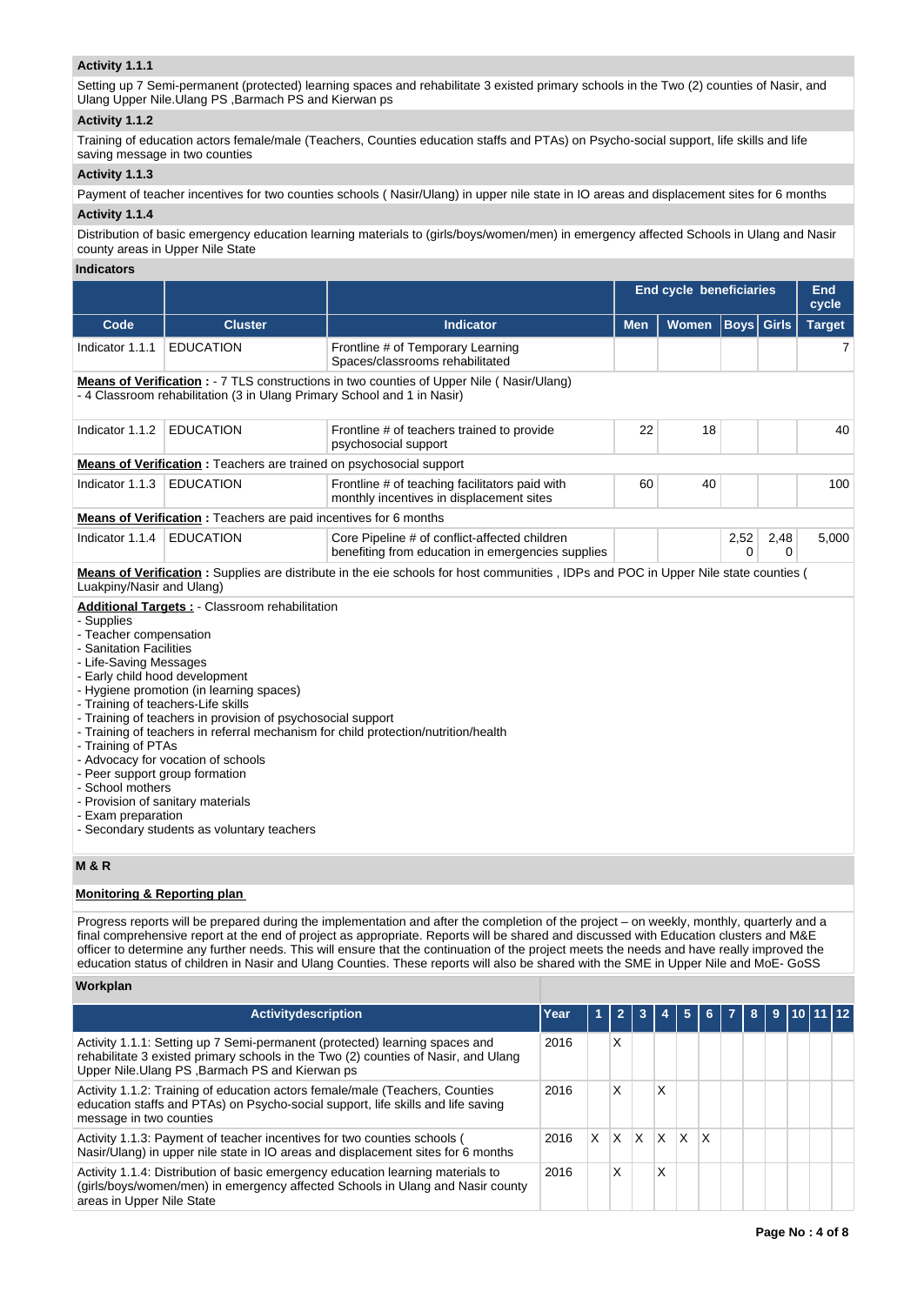### Activity 1.1.1

Setting up 7 Semi-permanent (protected) learning spaces and rehabilitate 3 existed primary schools in the Two (2) counties of Nasir, and Ulang Upper Nile.Ulang PS ,Barmach PS and Kierwan ps

### Activity 1.1.2

Training of education actors female/male (Teachers, Counties education staffs and PTAs) on Psycho-social support, life skills and life saving message in two counties

### Activity 1.1.3

Payment of teacher incentives for two counties schools ( Nasir/Ulang) in upper nile state in IO areas and displacement sites for 6 months

### Activity 1.1.4

Distribution of basic emergency education learning materials to (girls/boys/women/men) in emergency affected Schools in Ulang and Nasir county areas in Upper Nile State

### Indicators

| | | | End cycle beneficiaries | | | | End cycle |
|---|---|---|---|---|---|---|---|
| **Code** | **Cluster** | **Indicator** | **Men** | **Women** | **Boys** | **Girls** | **Target** |
| Indicator 1.1.1 | EDUCATION | Frontline # of Temporary Learning Spaces/classrooms rehabilitated | | | | | 7 |
| **Means of Verification :** - 7 TLS constructions in two counties of Upper Nile ( Nasir/Ulang)<br>- 4 Classroom rehabilitation (3 in Ulang Primary School and 1 in Nasir) | | | | | | | |
| Indicator 1.1.2 | EDUCATION | Frontline # of teachers trained to provide psychosocial support | 22 | 18 | | | 40 |
| **Means of Verification :** Teachers are trained on psychosocial support | | | | | | | |
| Indicator 1.1.3 | EDUCATION | Frontline # of teaching facilitators paid with monthly incentives in displacement sites | 60 | 40 | | | 100 |
| **Means of Verification :** Teachers are paid incentives for 6 months | | | | | | | |
| Indicator 1.1.4 | EDUCATION | Core Pipeline # of conflict-affected children benefiting from education in emergencies supplies | | | 2,520 | 2,480 | 5,000 |
| **Means of Verification :** Supplies are distribute in the eie schools for host communities , IDPs and POC in Upper Nile state counties ( Luakpiny/Nasir and Ulang) | | | | | | | |

**Additional Targets :** - Classroom rehabilitation
- Supplies
- Teacher compensation
- Sanitation Facilities
- Life-Saving Messages
- Early child hood development
- Hygiene promotion (in learning spaces)
- Training of teachers-Life skills
- Training of teachers in provision of psychosocial support
- Training of teachers in referral mechanism for child protection/nutrition/health
- Training of PTAs
- Advocacy for vocation of schools
- Peer support group formation
- School mothers
- Provision of sanitary materials
- Exam preparation
- Secondary students as voluntary teachers

## M & R

**Monitoring & Reporting plan**

Progress reports will be prepared during the implementation and after the completion of the project – on weekly, monthly, quarterly and a final comprehensive report at the end of project as appropriate. Reports will be shared and discussed with Education clusters and M&E officer to determine any further needs. This will ensure that the continuation of the project meets the needs and have really improved the education status of children in Nasir and Ulang Counties. These reports will also be shared with the SME in Upper Nile and MoE- GoSS

### Workplan

| Activitydescription | Year | 1 | 2 | 3 | 4 | 5 | 6 | 7 | 8 | 9 | 10 | 11 | 12 |
|---|---|---|---|---|---|---|---|---|---|---|---|---|---|
| Activity 1.1.1: Setting up 7 Semi-permanent (protected) learning spaces and rehabilitate 3 existed primary schools in the Two (2) counties of Nasir, and Ulang Upper Nile.Ulang PS ,Barmach PS and Kierwan ps | 2016 | | X | | | | | | | | | | |
| Activity 1.1.2: Training of education actors female/male (Teachers, Counties education staffs and PTAs) on Psycho-social support, life skills and life saving message in two counties | 2016 | | X | | X | | | | | | | | |
| Activity 1.1.3: Payment of teacher incentives for two counties schools ( Nasir/Ulang) in upper nile state in IO areas and displacement sites for 6 months | 2016 | X | X | X | X | X | X | | | | | | |
| Activity 1.1.4: Distribution of basic emergency education learning materials to (girls/boys/women/men) in emergency affected Schools in Ulang and Nasir county areas in Upper Nile State | 2016 | | X | | X | | | | | | | | |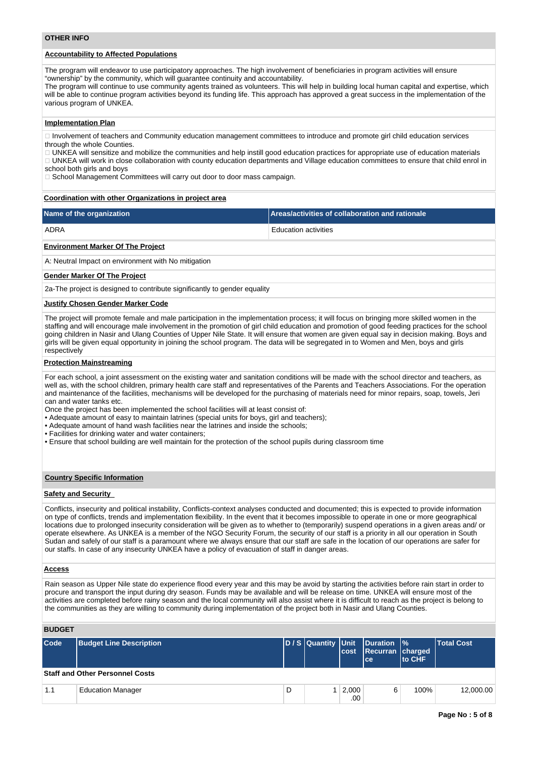## OTHER INFO

### Accountability to Affected Populations

The program will endeavor to use participatory approaches. The high involvement of beneficiaries in program activities will ensure "ownership" by the community, which will guarantee continuity and accountability.
The program will continue to use community agents trained as volunteers. This will help in building local human capital and expertise, which will be able to continue program activities beyond its funding life. This approach has approved a great success in the implementation of the various program of UNKEA.

### Implementation Plan

 Involvement of teachers and Community education management committees to introduce and promote girl child education services through the whole Counties.
 UNKEA will sensitize and mobilize the communities and help instill good education practices for appropriate use of education materials
 UNKEA will work in close collaboration with county education departments and Village education committees to ensure that child enrol in school both girls and boys
 School Management Committees will carry out door to door mass campaign.

### Coordination with other Organizations in project area

| Name of the organization | Areas/activities of collaboration and rationale |
|---|---|
| ADRA | Education activities |

### Environment Marker Of The Project

A: Neutral Impact on environment with No mitigation

### Gender Marker Of The Project

2a-The project is designed to contribute significantly to gender equality

### Justify Chosen Gender Marker Code

The project will promote female and male participation in the implementation process; it will focus on bringing more skilled women in the staffing and will encourage male involvement in the promotion of girl child education and promotion of good feeding practices for the school going children in Nasir and Ulang Counties of Upper Nile State. It will ensure that women are given equal say in decision making. Boys and girls will be given equal opportunity in joining the school program. The data will be segregated in to Women and Men, boys and girls respectively

### Protection Mainstreaming

For each school, a joint assessment on the existing water and sanitation conditions will be made with the school director and teachers, as well as, with the school children, primary health care staff and representatives of the Parents and Teachers Associations. For the operation and maintenance of the facilities, mechanisms will be developed for the purchasing of materials need for minor repairs, soap, towels, Jeri can and water tanks etc.
Once the project has been implemented the school facilities will at least consist of:
- Adequate amount of easy to maintain latrines (special units for boys, girl and teachers);
- Adequate amount of hand wash facilities near the latrines and inside the schools;
- Facilities for drinking water and water containers;
- Ensure that school building are well maintain for the protection of the school pupils during classroom time

## Country Specific Information

### Safety and Security

Conflicts, insecurity and political instability, Conflicts-context analyses conducted and documented; this is expected to provide information on type of conflicts, trends and implementation flexibility. In the event that it becomes impossible to operate in one or more geographical locations due to prolonged insecurity consideration will be given as to whether to (temporarily) suspend operations in a given areas and/ or operate elsewhere. As UNKEA is a member of the NGO Security Forum, the security of our staff is a priority in all our operation in South Sudan and safely of our staff is a paramount where we always ensure that our staff are safe in the location of our operations are safer for our staffs. In case of any insecurity UNKEA have a policy of evacuation of staff in danger areas.

### Access

Rain season as Upper Nile state do experience flood every year and this may be avoid by starting the activities before rain start in order to procure and transport the input during dry season. Funds may be available and will be release on time. UNKEA will ensure most of the activities are completed before rainy season and the local community will also assist where it is difficult to reach as the project is belong to the communities as they are willing to community during implementation of the project both in Nasir and Ulang Counties.

## BUDGET

| Code | Budget Line Description | D / S | Quantity | Unit cost | Duration Recurrance | % charged to CHF | Total Cost |
|---|---|---|---|---|---|---|---|
| **Staff and Other Personnel Costs** | | | | | | | |
| 1.1 | Education Manager | D | 1 | 2,000.00 | 6 | 100% | 12,000.00 |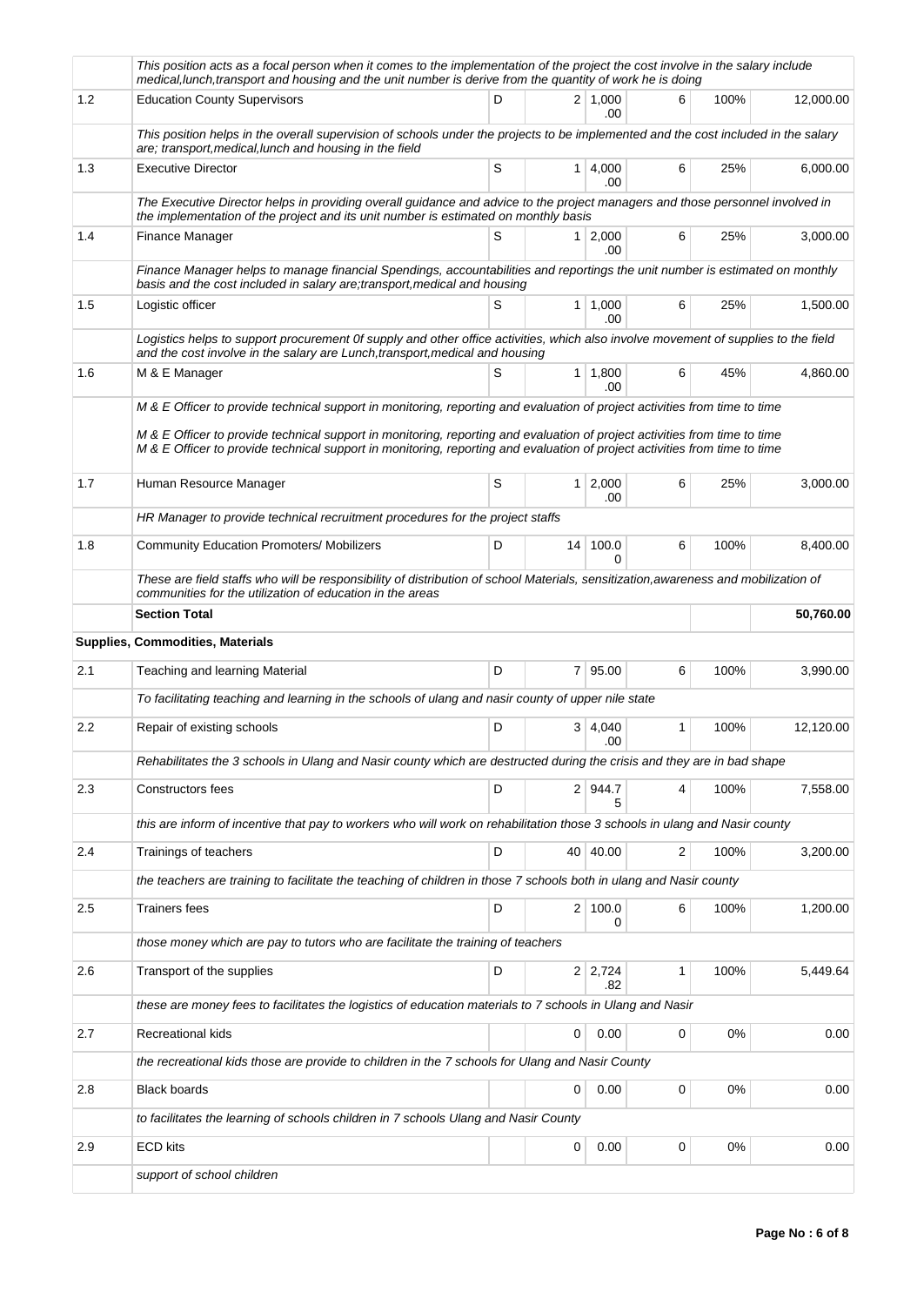| | | | | | | | |
|---|---|---|---|---|---|---|---|
| | *This position acts as a focal person when it comes to the implementation of the project the cost involve in the salary include medical,lunch,transport and housing and the unit number is derive from the quantity of work he is doing* | | | | | | |
| 1.2 | Education County Supervisors | D | 2 | 1,000.00 | 6 | 100% | 12,000.00 |
| | *This position helps in the overall supervision of schools under the projects to be implemented and the cost included in the salary are; transport,medical,lunch and housing in the field* | | | | | | |
| 1.3 | Executive Director | S | 1 | 4,000.00 | 6 | 25% | 6,000.00 |
| | *The Executive Director helps in providing overall guidance and advice to the project managers and those personnel involved in the implementation of the project and its unit number is estimated on monthly basis* | | | | | | |
| 1.4 | Finance Manager | S | 1 | 2,000.00 | 6 | 25% | 3,000.00 |
| | *Finance Manager helps to manage financial Spendings, accountabilities and reportings the unit number is estimated on monthly basis and the cost included in salary are;transport,medical and housing* | | | | | | |
| 1.5 | Logistic officer | S | 1 | 1,000.00 | 6 | 25% | 1,500.00 |
| | *Logistics helps to support procurement 0f supply and other office activities, which also involve movement of supplies to the field and the cost involve in the salary are Lunch,transport,medical and housing* | | | | | | |
| 1.6 | M & E Manager | S | 1 | 1,800.00 | 6 | 45% | 4,860.00 |
| | *M & E Officer to provide technical support in monitoring, reporting and evaluation of project activities from time to time*<br><br>*M & E Officer to provide technical support in monitoring, reporting and evaluation of project activities from time to time*<br>*M & E Officer to provide technical support in monitoring, reporting and evaluation of project activities from time to time* | | | | | | |
| 1.7 | Human Resource Manager | S | 1 | 2,000.00 | 6 | 25% | 3,000.00 |
| | *HR Manager to provide technical recruitment procedures for the project staffs* | | | | | | |
| 1.8 | Community Education Promoters/ Mobilizers | D | 14 | 100.00 | 6 | 100% | 8,400.00 |
| | *These are field staffs who will be responsibility of distribution of school Materials, sensitization,awareness and mobilization of communities for the utilization of education in the areas* | | | | | | |
| | **Section Total** | | | | | | **50,760.00** |
| | **Supplies, Commodities, Materials** | | | | | | |
| 2.1 | Teaching and learning Material | D | 7 | 95.00 | 6 | 100% | 3,990.00 |
| | *To facilitating teaching and learning in the schools of ulang and nasir county of upper nile state* | | | | | | |
| 2.2 | Repair of existing schools | D | 3 | 4,040.00 | 1 | 100% | 12,120.00 |
| | *Rehabilitates the 3 schools in Ulang and Nasir county which are destructed during the crisis and they are in bad shape* | | | | | | |
| 2.3 | Constructors fees | D | 2 | 944.75 | 4 | 100% | 7,558.00 |
| | *this are inform of incentive that pay to workers who will work on rehabilitation those 3 schools in ulang and Nasir county* | | | | | | |
| 2.4 | Trainings of teachers | D | 40 | 40.00 | 2 | 100% | 3,200.00 |
| | *the teachers are training to facilitate the teaching of children in those 7 schools both in ulang and Nasir county* | | | | | | |
| 2.5 | Trainers fees | D | 2 | 100.00 | 6 | 100% | 1,200.00 |
| | *those money which are pay to tutors who are facilitate the training of teachers* | | | | | | |
| 2.6 | Transport of the supplies | D | 2 | 2,724.82 | 1 | 100% | 5,449.64 |
| | *these are money fees to facilitates the logistics of education materials to 7 schools in Ulang and Nasir* | | | | | | |
| 2.7 | Recreational kids | | 0 | 0.00 | 0 | 0% | 0.00 |
| | *the recreational kids those are provide to children in the 7 schools for Ulang and Nasir County* | | | | | | |
| 2.8 | Black boards | | 0 | 0.00 | 0 | 0% | 0.00 |
| | *to facilitates the learning of schools children in 7 schools Ulang and Nasir County* | | | | | | |
| 2.9 | ECD kits | | 0 | 0.00 | 0 | 0% | 0.00 |
| | *support of school children* | | | | | | |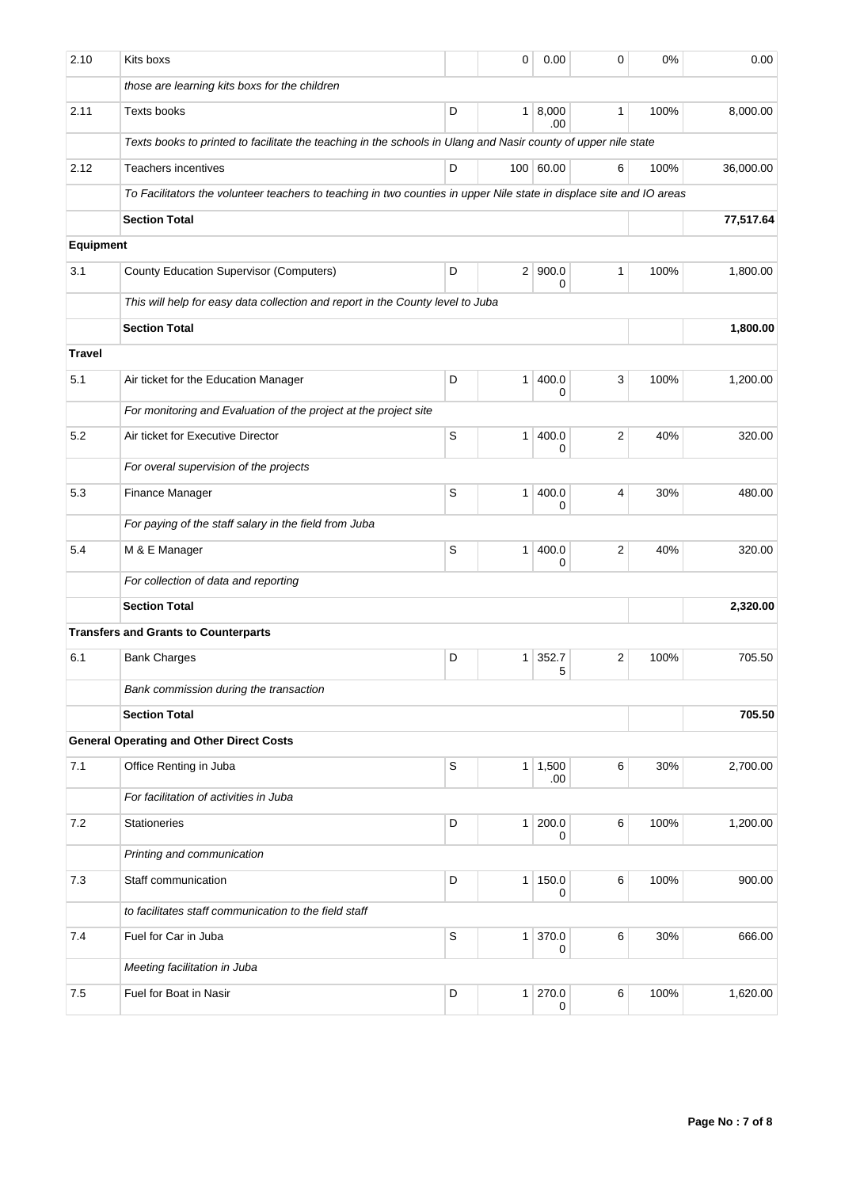| | | | | | | | |
|---|---|---|---|---|---|---|---|
| 2.10 | Kits boxs | | 0 | 0.00 | 0 | 0% | 0.00 |
| | *those are learning kits boxs for the children* | | | | | | |
| 2.11 | Texts books | D | 1 | 8,000.00 | 1 | 100% | 8,000.00 |
| | *Texts books to printed to facilitate the teaching in the schools in Ulang and Nasir county of upper nile state* | | | | | | |
| 2.12 | Teachers incentives | D | 100 | 60.00 | 6 | 100% | 36,000.00 |
| | *To Facilitators the volunteer teachers to teaching in two counties in upper Nile state in displace site and IO areas* | | | | | | |
| | **Section Total** | | | | | | **77,517.64** |
| **Equipment** | | | | | | | |
| 3.1 | County Education Supervisor (Computers) | D | 2 | 900.00 | 1 | 100% | 1,800.00 |
| | *This will help for easy data collection and report in the County level to Juba* | | | | | | |
| | **Section Total** | | | | | | **1,800.00** |
| **Travel** | | | | | | | |
| 5.1 | Air ticket for the Education Manager | D | 1 | 400.00 | 3 | 100% | 1,200.00 |
| | *For monitoring and Evaluation of the project at the project site* | | | | | | |
| 5.2 | Air ticket for Executive Director | S | 1 | 400.00 | 2 | 40% | 320.00 |
| | *For overal supervision of the projects* | | | | | | |
| 5.3 | Finance Manager | S | 1 | 400.00 | 4 | 30% | 480.00 |
| | *For paying of the staff salary in the field from Juba* | | | | | | |
| 5.4 | M & E Manager | S | 1 | 400.00 | 2 | 40% | 320.00 |
| | *For collection of data and reporting* | | | | | | |
| | **Section Total** | | | | | | **2,320.00** |
| **Transfers and Grants to Counterparts** | | | | | | | |
| 6.1 | Bank Charges | D | 1 | 352.75 | 2 | 100% | 705.50 |
| | *Bank commission during the transaction* | | | | | | |
| | **Section Total** | | | | | | **705.50** |
| **General Operating and Other Direct Costs** | | | | | | | |
| 7.1 | Office Renting in Juba | S | 1 | 1,500.00 | 6 | 30% | 2,700.00 |
| | *For facilitation of activities in Juba* | | | | | | |
| 7.2 | Stationeries | D | 1 | 200.00 | 6 | 100% | 1,200.00 |
| | *Printing and communication* | | | | | | |
| 7.3 | Staff communication | D | 1 | 150.00 | 6 | 100% | 900.00 |
| | *to facilitates staff communication to the field staff* | | | | | | |
| 7.4 | Fuel for Car in Juba | S | 1 | 370.00 | 6 | 30% | 666.00 |
| | *Meeting facilitation in Juba* | | | | | | |
| 7.5 | Fuel for Boat in Nasir | D | 1 | 270.00 | 6 | 100% | 1,620.00 |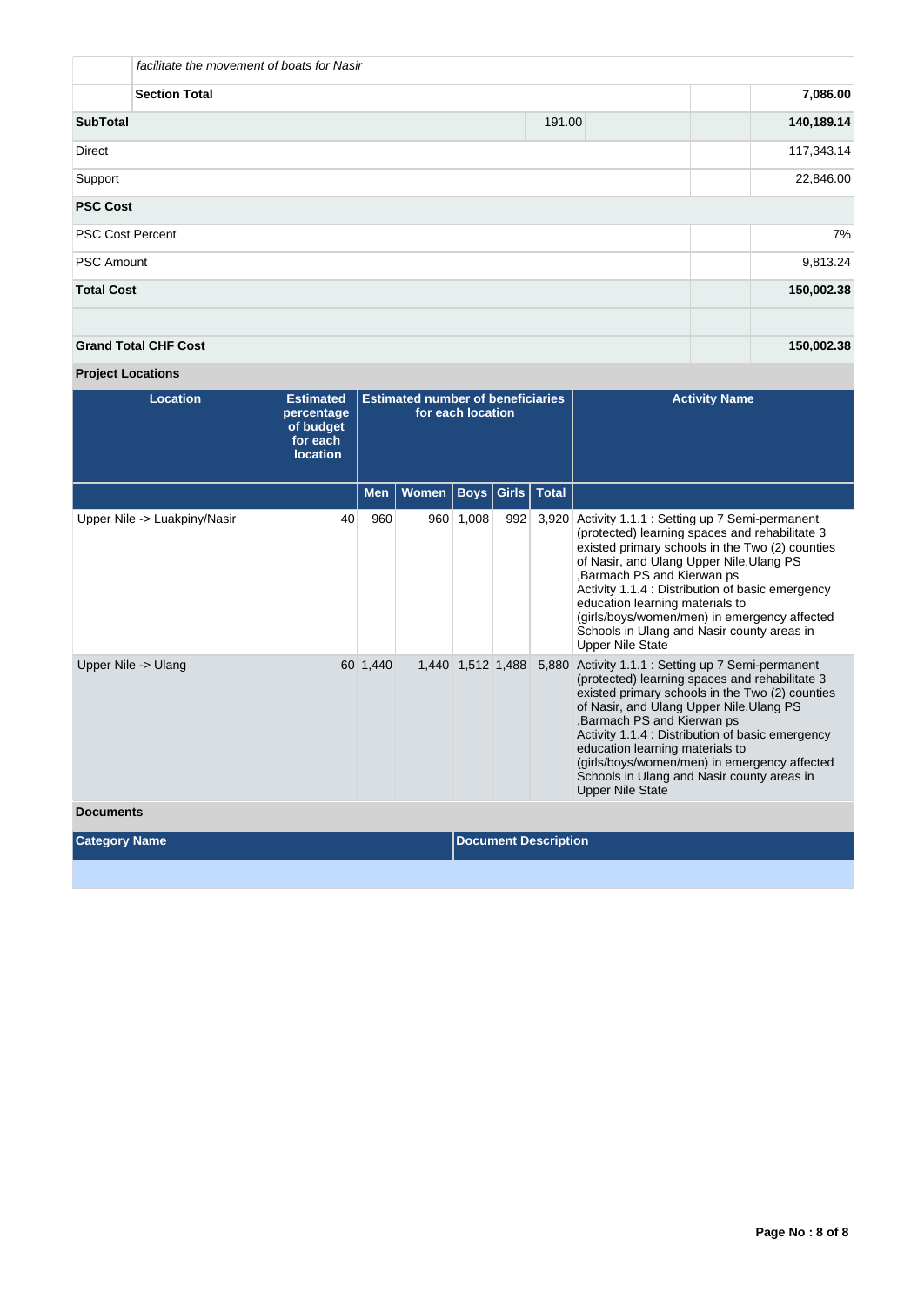| | | | | | |
|---|---|---|---|---|---|
| | *facilitate the movement of boats for Nasir* | | | | |
| | **Section Total** | | | | **7,086.00** |
| **SubTotal** | | 191.00 | | | **140,189.14** |
| Direct | | | | | 117,343.14 |
| Support | | | | | 22,846.00 |
| **PSC Cost** | | | | | |
| PSC Cost Percent | | | | | 7% |
| PSC Amount | | | | | 9,813.24 |
| **Total Cost** | | | | | **150,002.38** |
| | | | | | |
| **Grand Total CHF Cost** | | | | | **150,002.38** |

**Project Locations**

| Location | Estimated percentage of budget for each location | Estimated number of beneficiaries for each location | | | | | Activity Name |
|---|---|---|---|---|---|---|---|
| | | Men | Women | Boys | Girls | Total | |
| Upper Nile -> Luakpiny/Nasir | 40 | 960 | 960 | 1,008 | 992 | 3,920 | Activity 1.1.1 : Setting up 7 Semi-permanent (protected) learning spaces and rehabilitate 3 existed primary schools in the Two (2) counties of Nasir, and Ulang Upper Nile.Ulang PS ,Barmach PS and Kierwan ps<br>Activity 1.1.4 : Distribution of basic emergency education learning materials to (girls/boys/women/men) in emergency affected Schools in Ulang and Nasir county areas in Upper Nile State |
| Upper Nile -> Ulang | 60 | 1,440 | 1,440 | 1,512 | 1,488 | 5,880 | Activity 1.1.1 : Setting up 7 Semi-permanent (protected) learning spaces and rehabilitate 3 existed primary schools in the Two (2) counties of Nasir, and Ulang Upper Nile.Ulang PS ,Barmach PS and Kierwan ps<br>Activity 1.1.4 : Distribution of basic emergency education learning materials to (girls/boys/women/men) in emergency affected Schools in Ulang and Nasir county areas in Upper Nile State |

**Documents**

| Category Name | Document Description |
|---|---|
| | |